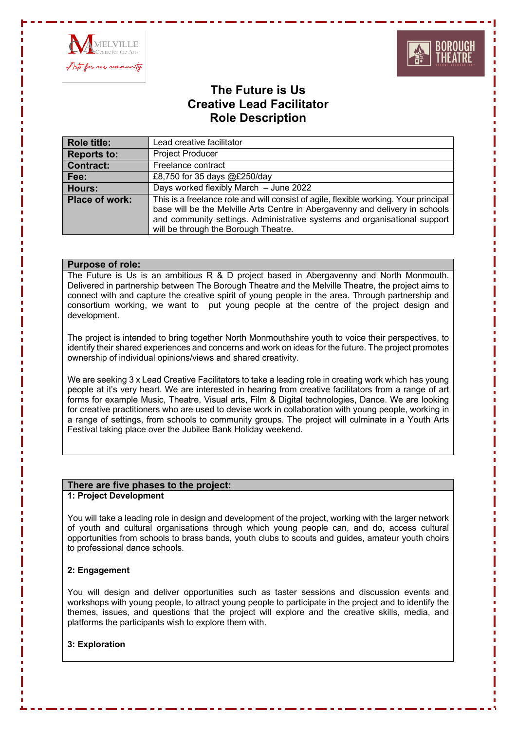# The Future is Us
# Creative Lead Facilitator
# Role Description

| | |
|---|---|
| **Role title:** | Lead creative facilitator |
| **Reports to:** | Project Producer |
| **Contract:** | Freelance contract |
| **Fee:** | £8,750 for 35 days @£250/day |
| **Hours:** | Days worked flexibly March – June 2022 |
| **Place of work:** | This is a freelance role and will consist of agile, flexible working. Your principal base will be the Melville Arts Centre in Abergavenny and delivery in schools and community settings. Administrative systems and organisational support will be through the Borough Theatre. |

## Purpose of role:

The Future is Us is an ambitious R & D project based in Abergavenny and North Monmouth. Delivered in partnership between The Borough Theatre and the Melville Theatre, the project aims to connect with and capture the creative spirit of young people in the area. Through partnership and consortium working, we want to put young people at the centre of the project design and development.

The project is intended to bring together North Monmouthshire youth to voice their perspectives, to identify their shared experiences and concerns and work on ideas for the future. The project promotes ownership of individual opinions/views and shared creativity.

We are seeking 3 x Lead Creative Facilitators to take a leading role in creating work which has young people at it's very heart. We are interested in hearing from creative facilitators from a range of art forms for example Music, Theatre, Visual arts, Film & Digital technologies, Dance. We are looking for creative practitioners who are used to devise work in collaboration with young people, working in a range of settings, from schools to community groups. The project will culminate in a Youth Arts Festival taking place over the Jubilee Bank Holiday weekend.

## There are five phases to the project:

**1: Project Development**

You will take a leading role in design and development of the project, working with the larger network of youth and cultural organisations through which young people can, and do, access cultural opportunities from schools to brass bands, youth clubs to scouts and guides, amateur youth choirs to professional dance schools.

**2: Engagement**

You will design and deliver opportunities such as taster sessions and discussion events and workshops with young people, to attract young people to participate in the project and to identify the themes, issues, and questions that the project will explore and the creative skills, media, and platforms the participants wish to explore them with.

**3: Exploration**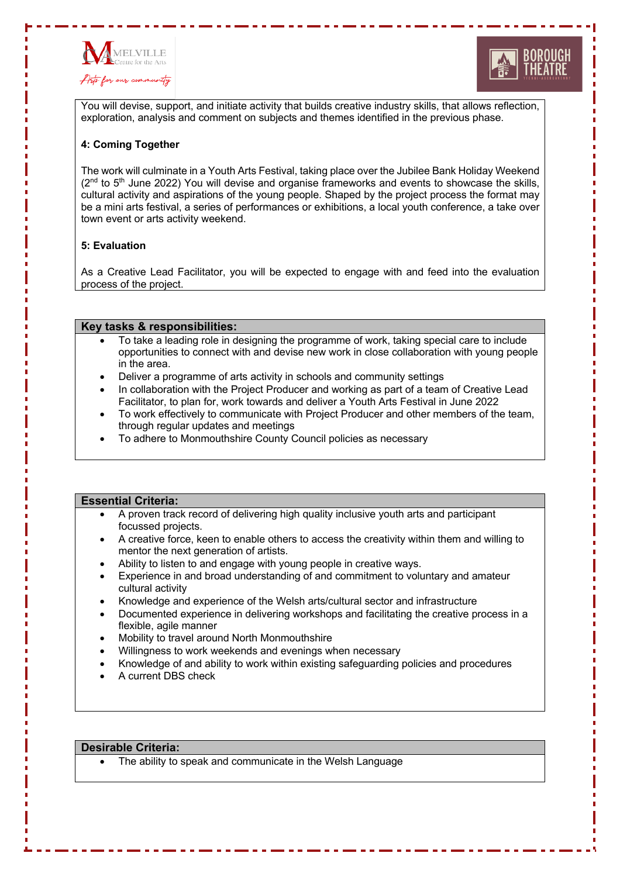You will devise, support, and initiate activity that builds creative industry skills, that allows reflection, exploration, analysis and comment on subjects and themes identified in the previous phase.

**4: Coming Together**

The work will culminate in a Youth Arts Festival, taking place over the Jubilee Bank Holiday Weekend (2nd to 5th June 2022) You will devise and organise frameworks and events to showcase the skills, cultural activity and aspirations of the young people. Shaped by the project process the format may be a mini arts festival, a series of performances or exhibitions, a local youth conference, a take over town event or arts activity weekend.

**5: Evaluation**

As a Creative Lead Facilitator, you will be expected to engage with and feed into the evaluation process of the project.

## Key tasks & responsibilities:

- To take a leading role in designing the programme of work, taking special care to include opportunities to connect with and devise new work in close collaboration with young people in the area.
- Deliver a programme of arts activity in schools and community settings
- In collaboration with the Project Producer and working as part of a team of Creative Lead Facilitator, to plan for, work towards and deliver a Youth Arts Festival in June 2022
- To work effectively to communicate with Project Producer and other members of the team, through regular updates and meetings
- To adhere to Monmouthshire County Council policies as necessary

## Essential Criteria:

- A proven track record of delivering high quality inclusive youth arts and participant focussed projects.
- A creative force, keen to enable others to access the creativity within them and willing to mentor the next generation of artists.
- Ability to listen to and engage with young people in creative ways.
- Experience in and broad understanding of and commitment to voluntary and amateur cultural activity
- Knowledge and experience of the Welsh arts/cultural sector and infrastructure
- Documented experience in delivering workshops and facilitating the creative process in a flexible, agile manner
- Mobility to travel around North Monmouthshire
- Willingness to work weekends and evenings when necessary
- Knowledge of and ability to work within existing safeguarding policies and procedures
- A current DBS check

## Desirable Criteria:

- The ability to speak and communicate in the Welsh Language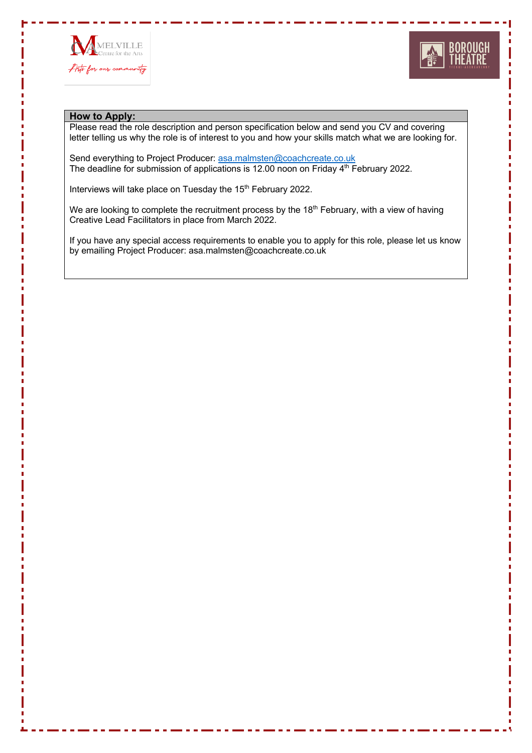## How to Apply:

Please read the role description and person specification below and send you CV and covering letter telling us why the role is of interest to you and how your skills match what we are looking for.

Send everything to Project Producer: asa.malmsten@coachcreate.co.uk
The deadline for submission of applications is 12.00 noon on Friday 4th February 2022.

Interviews will take place on Tuesday the 15th February 2022.

We are looking to complete the recruitment process by the 18th February, with a view of having Creative Lead Facilitators in place from March 2022.

If you have any special access requirements to enable you to apply for this role, please let us know by emailing Project Producer: asa.malmsten@coachcreate.co.uk